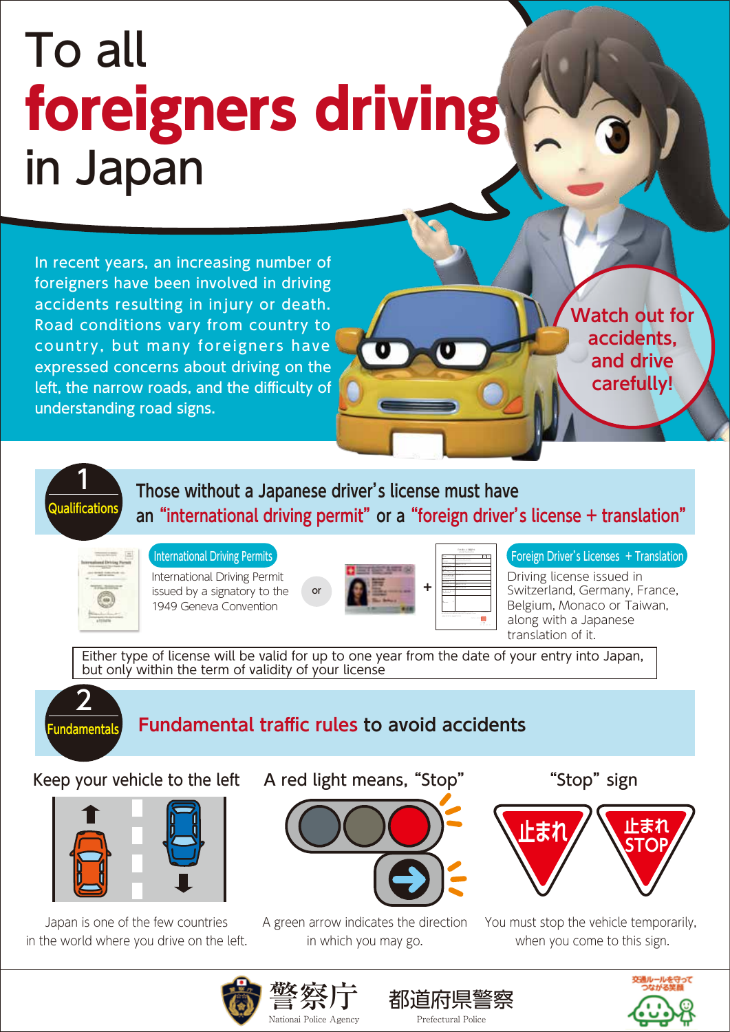# To all **foreigners driving** in Japan

In recent years, an increasing number of foreigners have been involved in driving accidents resulting in injury or death. Road conditions vary from country to country, but many foreigners have expressed concerns about driving on the left, the narrow roads, and the difficulty of understanding road signs.

**Watch out for accidents, and drive carefully!**

## 1 Qualifications

**Those without a Japanese driver's license must have an "international driving permit" or a "foreign driver's license + translation"**

**International Driving Permits**

International Driving Permit issued by a signatory to the 1949 Geneva Convention

or

**Foreign Driver's Licenses + Translation**

Driving license issued in Switzerland, Germany, France, Belgium, Monaco or Taiwan, along with a Japanese translation of it.

Either type of license will be valid for up to one year from the date of your entry into Japan, but only within the term of validity of your license

## 2 Fundamentals

**Fundamental traffic rules to avoid accidents**

### Keep your vehicle to the left

Japan is one of the few countries in the world where you drive on the left.

### A red light means, "Stop"

A green arrow indicates the direction in which you may go.

### "Stop" sign

止まれ　止まれ STOP

You must stop the vehicle temporarily, when you come to this sign.

警察庁 National Police Agency　都道府県警察 Prefectural Police

交通ルールを守って つながる笑顔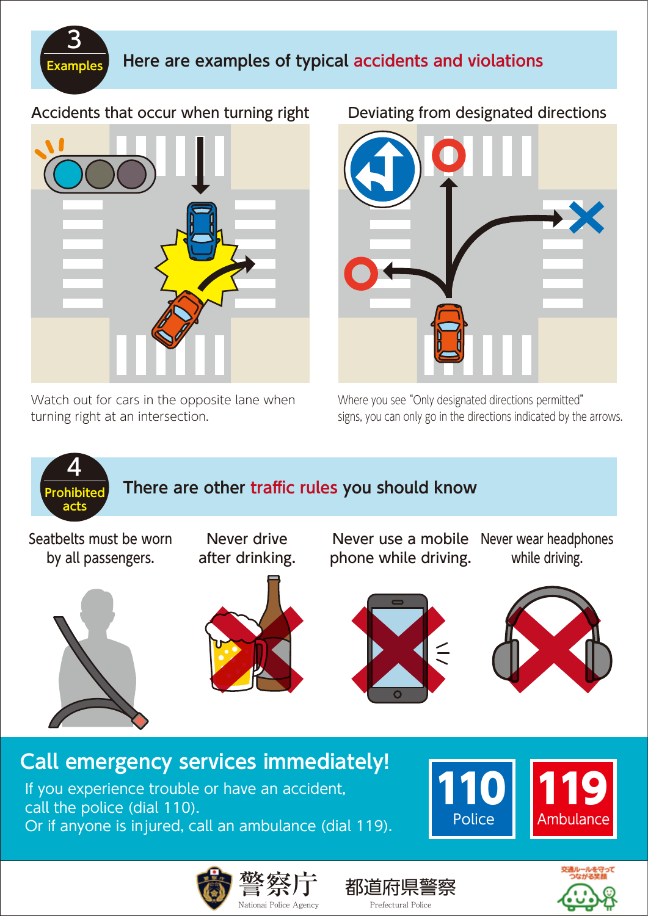## 3 Examples — Here are examples of typical accidents and violations

### Accidents that occur when turning right

Watch out for cars in the opposite lane when turning right at an intersection.

### Deviating from designated directions

Where you see "Only designated directions permitted" signs, you can only go in the directions indicated by the arrows.

## 4 Prohibited acts — There are other traffic rules you should know

- Seatbelts must be worn by all passengers.
- Never drive after drinking.
- Never use a mobile phone while driving.
- Never wear headphones while driving.

## Call emergency services immediately!

If you experience trouble or have an accident, call the police (dial 110).
Or if anyone is injured, call an ambulance (dial 119).

**110** Police

**119** Ambulance

警察庁 National Police Agency

都道府県警察 Prefectural Police

交通ルールを守って つながる笑顔